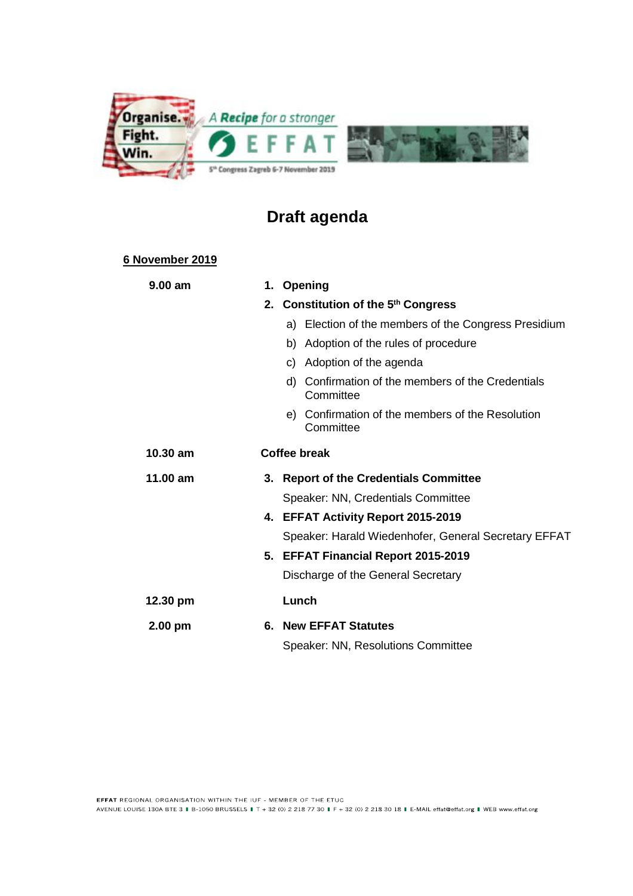Organise. Fight. Win.

A Recipe for a stronger EFFAT

5th Congress Zagreb 6-7 November 2019

# Draft agenda

**6 November 2019**

| | |
|---|---|
| **9.00 am** | **1. Opening** |
| | **2. Constitution of the 5th Congress** |
| | a) Election of the members of the Congress Presidium |
| | b) Adoption of the rules of procedure |
| | c) Adoption of the agenda |
| | d) Confirmation of the members of the Credentials Committee |
| | e) Confirmation of the members of the Resolution Committee |
| **10.30 am** | **Coffee break** |
| **11.00 am** | **3. Report of the Credentials Committee** |
| | Speaker: NN, Credentials Committee |
| | **4. EFFAT Activity Report 2015-2019** |
| | Speaker: Harald Wiedenhofer, General Secretary EFFAT |
| | **5. EFFAT Financial Report 2015-2019** |
| | Discharge of the General Secretary |
| **12.30 pm** | **Lunch** |
| **2.00 pm** | **6. New EFFAT Statutes** |
| | Speaker: NN, Resolutions Committee |

**EFFAT** REGIONAL ORGANISATION WITHIN THE IUF - MEMBER OF THE ETUC
AVENUE LOUISE 130A BTE 3 ▮ B-1050 BRUSSELS ▮ T + 32 (0) 2 218 77 30 ▮ F + 32 (0) 2 218 30 18 ▮ E-MAIL effat@effat.org ▮ WEB www.effat.org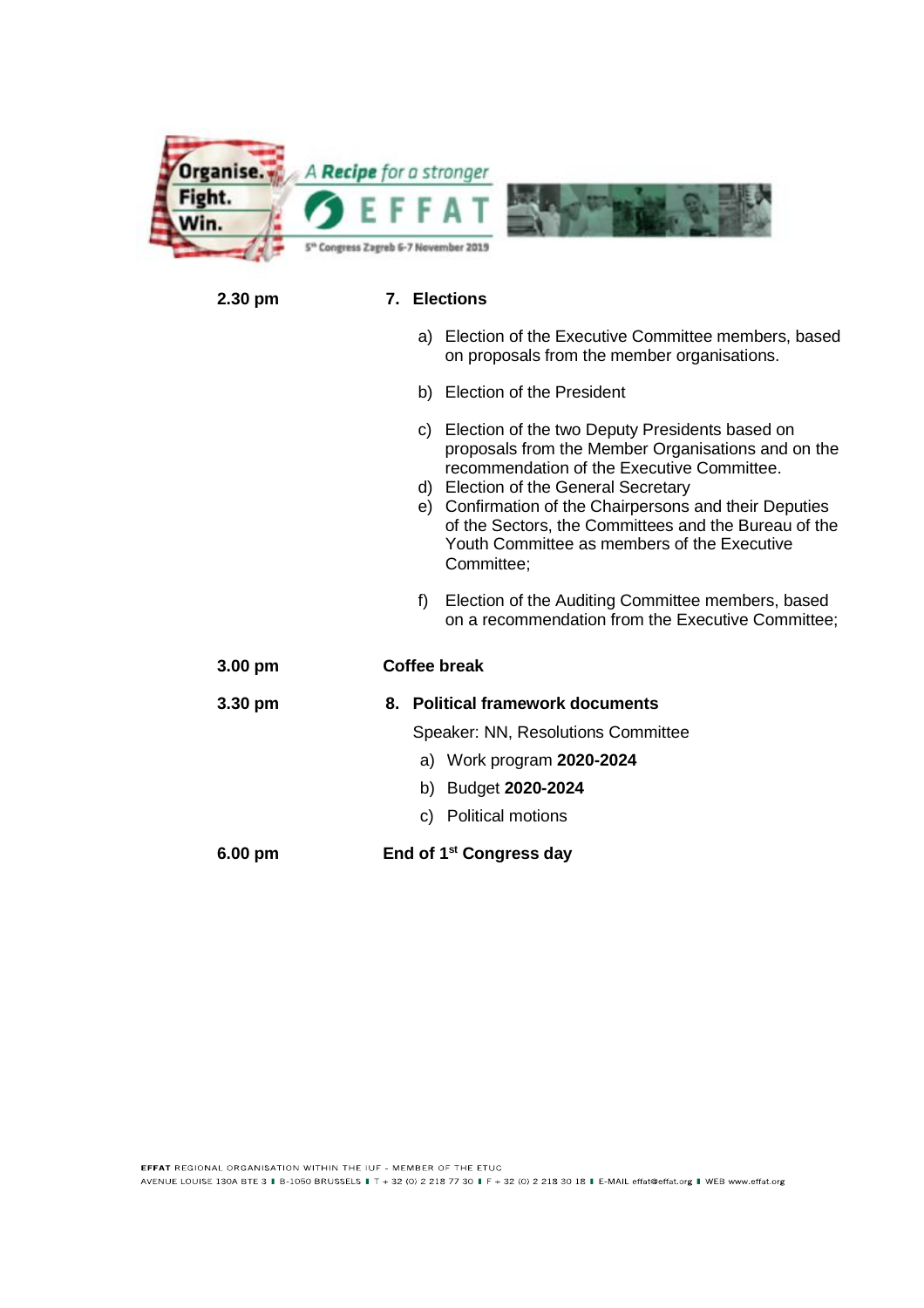**2.30 pm** **7. Elections**

a) Election of the Executive Committee members, based on proposals from the member organisations.

b) Election of the President

c) Election of the two Deputy Presidents based on proposals from the Member Organisations and on the recommendation of the Executive Committee.

d) Election of the General Secretary

e) Confirmation of the Chairpersons and their Deputies of the Sectors, the Committees and the Bureau of the Youth Committee as members of the Executive Committee;

f) Election of the Auditing Committee members, based on a recommendation from the Executive Committee;

**3.00 pm** **Coffee break**

**3.30 pm** **8. Political framework documents**

Speaker: NN, Resolutions Committee

a) Work program **2020-2024**

b) Budget **2020-2024**

c) Political motions

**6.00 pm** **End of 1st Congress day**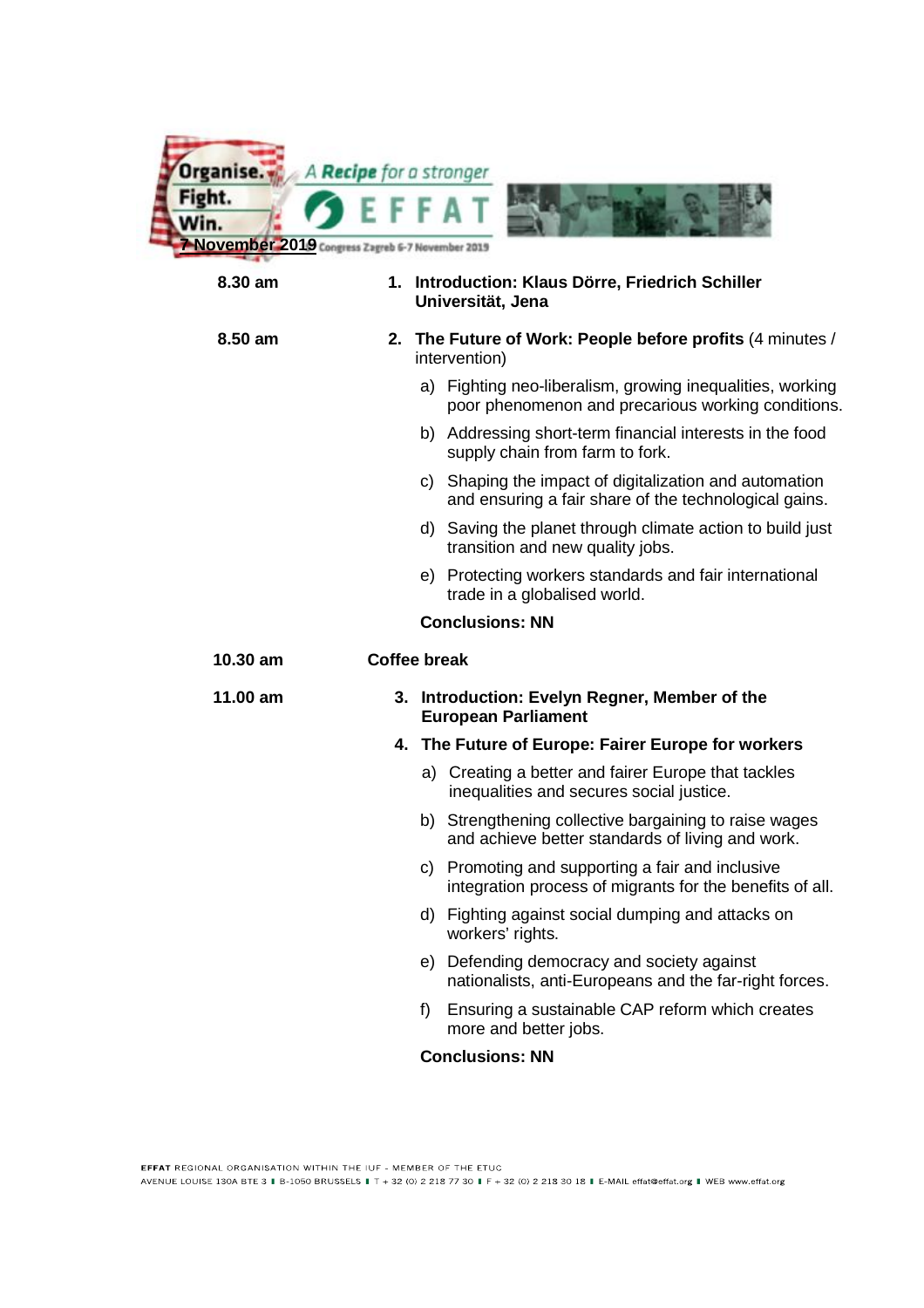**7 November 2019**

| | |
|---|---|
| **8.30 am** | **1. Introduction: Klaus Dörre, Friedrich Schiller Universität, Jena** |
| **8.50 am** | **2. The Future of Work: People before profits** (4 minutes / intervention) |

a) Fighting neo-liberalism, growing inequalities, working poor phenomenon and precarious working conditions.

b) Addressing short-term financial interests in the food supply chain from farm to fork.

c) Shaping the impact of digitalization and automation and ensuring a fair share of the technological gains.

d) Saving the planet through climate action to build just transition and new quality jobs.

e) Protecting workers standards and fair international trade in a globalised world.

**Conclusions: NN**

| | |
|---|---|
| **10.30 am** | **Coffee break** |
| **11.00 am** | **3. Introduction: Evelyn Regner, Member of the European Parliament** |
| | **4. The Future of Europe: Fairer Europe for workers** |

a) Creating a better and fairer Europe that tackles inequalities and secures social justice.

b) Strengthening collective bargaining to raise wages and achieve better standards of living and work.

c) Promoting and supporting a fair and inclusive integration process of migrants for the benefits of all.

d) Fighting against social dumping and attacks on workers' rights.

e) Defending democracy and society against nationalists, anti-Europeans and the far-right forces.

f) Ensuring a sustainable CAP reform which creates more and better jobs.

**Conclusions: NN**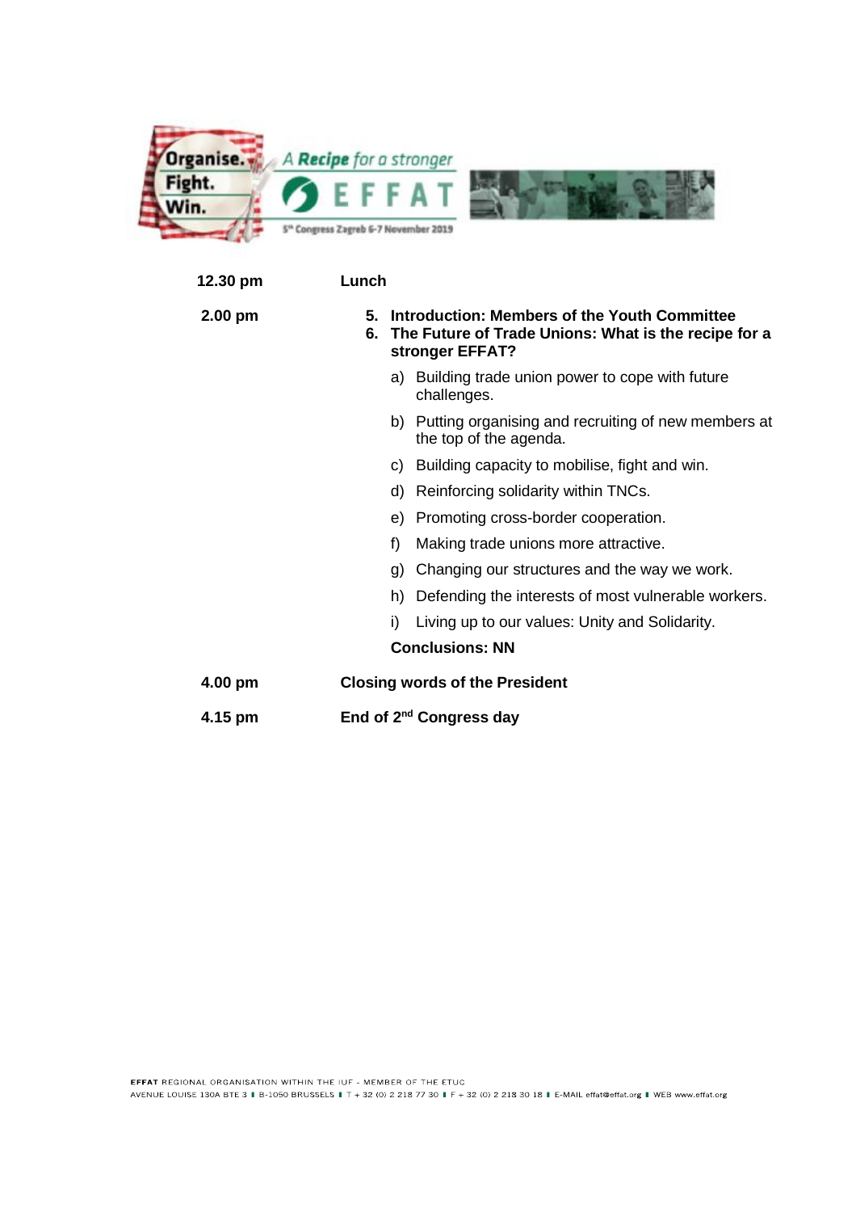| | |
|---|---|
| **12.30 pm** | **Lunch** |
| **2.00 pm** | **5. Introduction: Members of the Youth Committee** |
| | **6. The Future of Trade Unions: What is the recipe for a stronger EFFAT?** |
| | a) Building trade union power to cope with future challenges. |
| | b) Putting organising and recruiting of new members at the top of the agenda. |
| | c) Building capacity to mobilise, fight and win. |
| | d) Reinforcing solidarity within TNCs. |
| | e) Promoting cross-border cooperation. |
| | f) Making trade unions more attractive. |
| | g) Changing our structures and the way we work. |
| | h) Defending the interests of most vulnerable workers. |
| | i) Living up to our values: Unity and Solidarity. |
| | **Conclusions: NN** |
| **4.00 pm** | **Closing words of the President** |
| **4.15 pm** | **End of 2nd Congress day** |